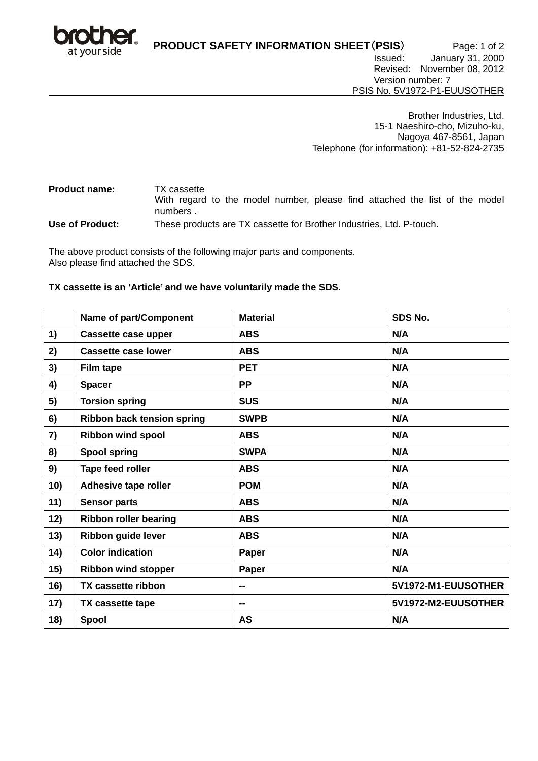**PRODUCT SAFETY INFORMATION SHEET（PSIS）**

Issued: January 31, 2000
Revised: November 08, 2012
Version number: 7
PSIS No. 5V1972-P1-EUUSOTHER

Brother Industries, Ltd.
15-1 Naeshiro-cho, Mizuho-ku,
Nagoya 467-8561, Japan
Telephone (for information): +81-52-824-2735

**Product name:** TX cassette
With regard to the model number, please find attached the list of the model numbers .

**Use of Product:** These products are TX cassette for Brother Industries, Ltd. P-touch.

The above product consists of the following major parts and components.
Also please find attached the SDS.

**TX cassette is an 'Article' and we have voluntarily made the SDS.**

| | Name of part/Component | Material | SDS No. |
|---|---|---|---|
| 1) | Cassette case upper | ABS | N/A |
| 2) | Cassette case lower | ABS | N/A |
| 3) | Film tape | PET | N/A |
| 4) | Spacer | PP | N/A |
| 5) | Torsion spring | SUS | N/A |
| 6) | Ribbon back tension spring | SWPB | N/A |
| 7) | Ribbon wind spool | ABS | N/A |
| 8) | Spool spring | SWPA | N/A |
| 9) | Tape feed roller | ABS | N/A |
| 10) | Adhesive tape roller | POM | N/A |
| 11) | Sensor parts | ABS | N/A |
| 12) | Ribbon roller bearing | ABS | N/A |
| 13) | Ribbon guide lever | ABS | N/A |
| 14) | Color indication | Paper | N/A |
| 15) | Ribbon wind stopper | Paper | N/A |
| 16) | TX cassette ribbon | -- | 5V1972-M1-EUUSOTHER |
| 17) | TX cassette tape | -- | 5V1972-M2-EUUSOTHER |
| 18) | Spool | AS | N/A |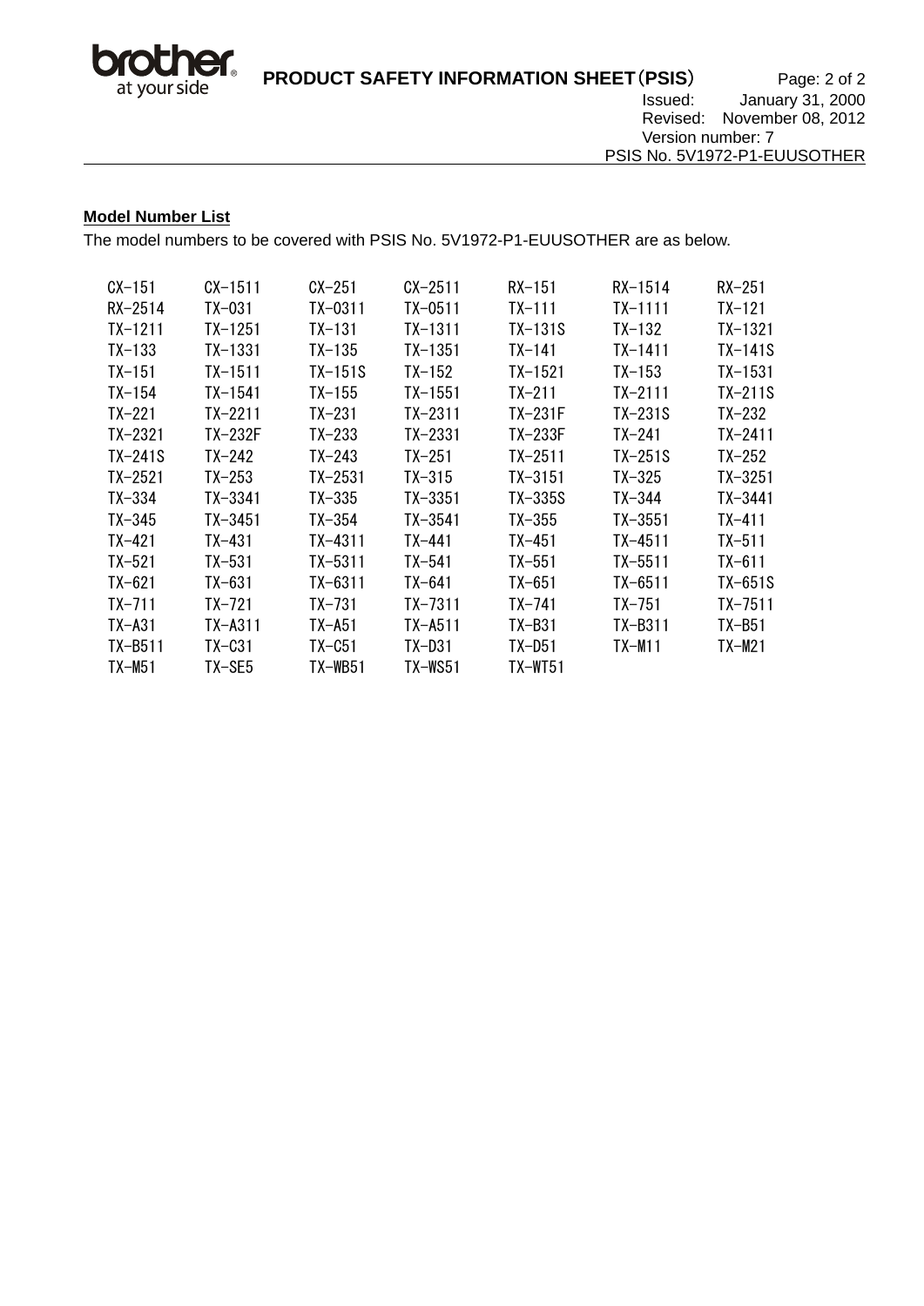## Model Number List

The model numbers to be covered with PSIS No. 5V1972-P1-EUUSOTHER are as below.

| | | | | | | |
|---|---|---|---|---|---|---|
| CX-151 | CX-1511 | CX-251 | CX-2511 | RX-151 | RX-1514 | RX-251 |
| RX-2514 | TX-031 | TX-0311 | TX-0511 | TX-111 | TX-1111 | TX-121 |
| TX-1211 | TX-1251 | TX-131 | TX-1311 | TX-131S | TX-132 | TX-1321 |
| TX-133 | TX-1331 | TX-135 | TX-1351 | TX-141 | TX-1411 | TX-141S |
| TX-151 | TX-1511 | TX-151S | TX-152 | TX-1521 | TX-153 | TX-1531 |
| TX-154 | TX-1541 | TX-155 | TX-1551 | TX-211 | TX-2111 | TX-211S |
| TX-221 | TX-2211 | TX-231 | TX-2311 | TX-231F | TX-231S | TX-232 |
| TX-2321 | TX-232F | TX-233 | TX-2331 | TX-233F | TX-241 | TX-2411 |
| TX-241S | TX-242 | TX-243 | TX-251 | TX-2511 | TX-251S | TX-252 |
| TX-2521 | TX-253 | TX-2531 | TX-315 | TX-3151 | TX-325 | TX-3251 |
| TX-334 | TX-3341 | TX-335 | TX-3351 | TX-335S | TX-344 | TX-3441 |
| TX-345 | TX-3451 | TX-354 | TX-3541 | TX-355 | TX-3551 | TX-411 |
| TX-421 | TX-431 | TX-4311 | TX-441 | TX-451 | TX-4511 | TX-511 |
| TX-521 | TX-531 | TX-5311 | TX-541 | TX-551 | TX-5511 | TX-611 |
| TX-621 | TX-631 | TX-6311 | TX-641 | TX-651 | TX-6511 | TX-651S |
| TX-711 | TX-721 | TX-731 | TX-7311 | TX-741 | TX-751 | TX-7511 |
| TX-A31 | TX-A311 | TX-A51 | TX-A511 | TX-B31 | TX-B311 | TX-B51 |
| TX-B511 | TX-C31 | TX-C51 | TX-D31 | TX-D51 | TX-M11 | TX-M21 |
| TX-M51 | TX-SE5 | TX-WB51 | TX-WS51 | TX-WT51 | | |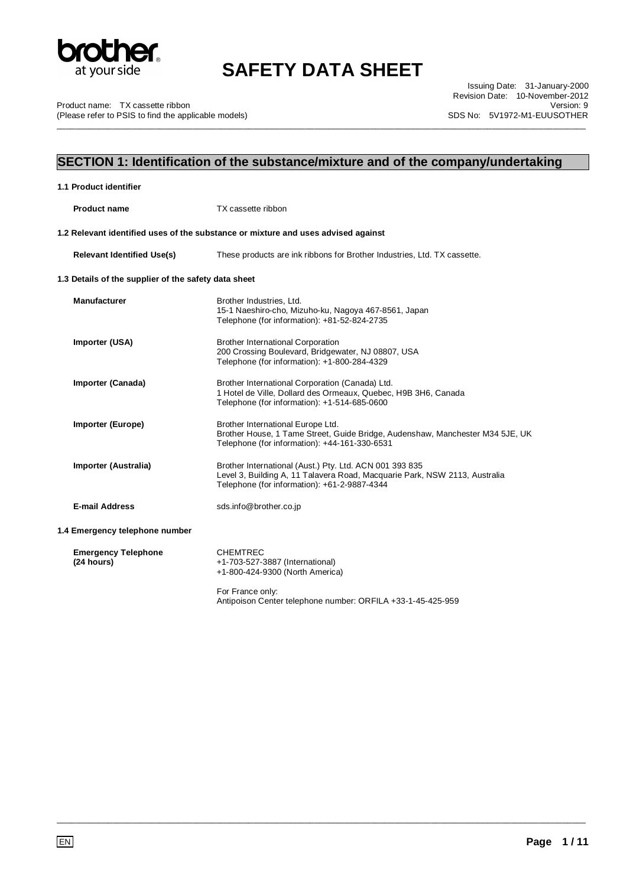# SECTION 1: Identification of the substance/mixture and of the company/undertaking

## 1.1 Product identifier

| | |
|---|---|
| **Product name** | TX cassette ribbon |

## 1.2 Relevant identified uses of the substance or mixture and uses advised against

| | |
|---|---|
| **Relevant Identified Use(s)** | These products are ink ribbons for Brother Industries, Ltd. TX cassette. |

## 1.3 Details of the supplier of the safety data sheet

| | |
|---|---|
| **Manufacturer** | Brother Industries, Ltd.<br>15-1 Naeshiro-cho, Mizuho-ku, Nagoya 467-8561, Japan<br>Telephone (for information): +81-52-824-2735 |
| **Importer (USA)** | Brother International Corporation<br>200 Crossing Boulevard, Bridgewater, NJ 08807, USA<br>Telephone (for information): +1-800-284-4329 |
| **Importer (Canada)** | Brother International Corporation (Canada) Ltd.<br>1 Hotel de Ville, Dollard des Ormeaux, Quebec, H9B 3H6, Canada<br>Telephone (for information): +1-514-685-0600 |
| **Importer (Europe)** | Brother International Europe Ltd.<br>Brother House, 1 Tame Street, Guide Bridge, Audenshaw, Manchester M34 5JE, UK<br>Telephone (for information): +44-161-330-6531 |
| **Importer (Australia)** | Brother International (Aust.) Pty. Ltd. ACN 001 393 835<br>Level 3, Building A, 11 Talavera Road, Macquarie Park, NSW 2113, Australia<br>Telephone (for information): +61-2-9887-4344 |
| **E-mail Address** | sds.info@brother.co.jp |

## 1.4 Emergency telephone number

| | |
|---|---|
| **Emergency Telephone (24 hours)** | CHEMTREC<br>+1-703-527-3887 (International)<br>+1-800-424-9300 (North America)<br><br>For France only:<br>Antipoison Center telephone number: ORFILA +33-1-45-425-959 |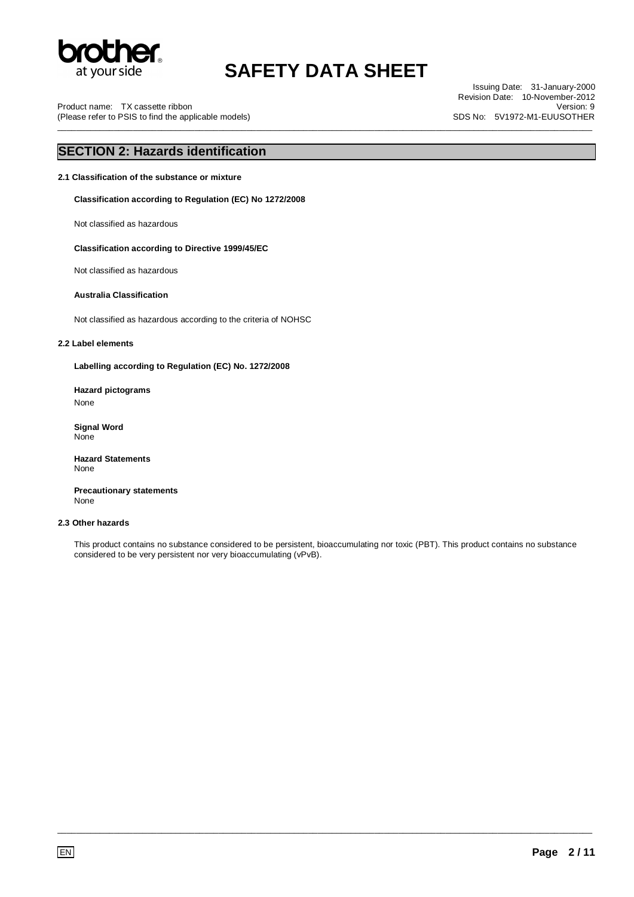## SECTION 2: Hazards identification

**2.1 Classification of the substance or mixture**

**Classification according to Regulation (EC) No 1272/2008**

Not classified as hazardous

**Classification according to Directive 1999/45/EC**

Not classified as hazardous

**Australia Classification**

Not classified as hazardous according to the criteria of NOHSC

**2.2 Label elements**

**Labelling according to Regulation (EC) No. 1272/2008**

**Hazard pictograms**
None

**Signal Word**
None

**Hazard Statements**
None

**Precautionary statements**
None

**2.3 Other hazards**

This product contains no substance considered to be persistent, bioaccumulating nor toxic (PBT). This product contains no substance considered to be very persistent nor very bioaccumulating (vPvB).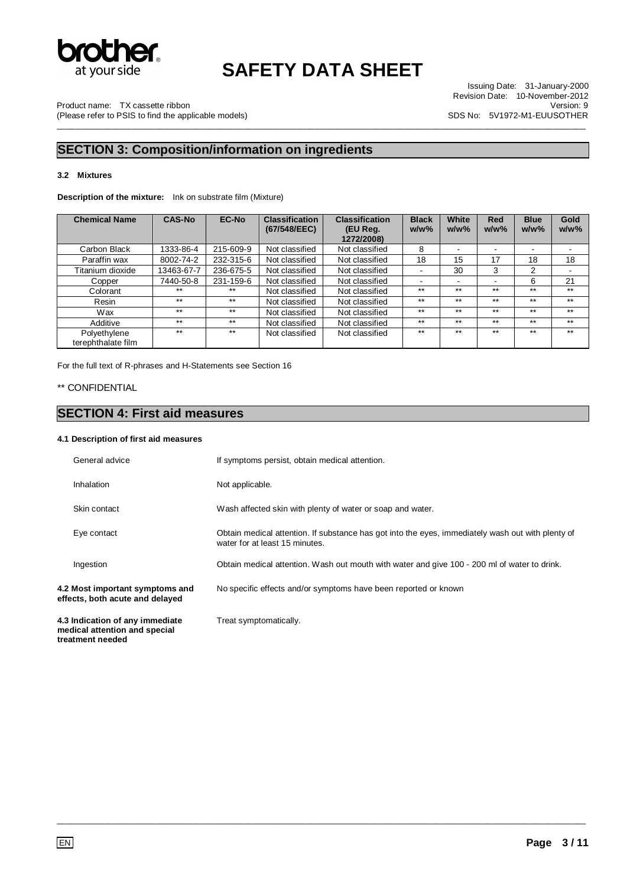## SECTION 3: Composition/information on ingredients

### 3.2 Mixtures

**Description of the mixture:** Ink on substrate film (Mixture)

| Chemical Name | CAS-No | EC-No | Classification (67/548/EEC) | Classification (EU Reg. 1272/2008) | Black w/w% | White w/w% | Red w/w% | Blue w/w% | Gold w/w% |
|---|---|---|---|---|---|---|---|---|---|
| Carbon Black | 1333-86-4 | 215-609-9 | Not classified | Not classified | 8 | - | - | - | - |
| Paraffin wax | 8002-74-2 | 232-315-6 | Not classified | Not classified | 18 | 15 | 17 | 18 | 18 |
| Titanium dioxide | 13463-67-7 | 236-675-5 | Not classified | Not classified | - | 30 | 3 | 2 | - |
| Copper | 7440-50-8 | 231-159-6 | Not classified | Not classified | - | - | - | 6 | 21 |
| Colorant | ** | ** | Not classified | Not classified | ** | ** | ** | ** | ** |
| Resin | ** | ** | Not classified | Not classified | ** | ** | ** | ** | ** |
| Wax | ** | ** | Not classified | Not classified | ** | ** | ** | ** | ** |
| Additive | ** | ** | Not classified | Not classified | ** | ** | ** | ** | ** |
| Polyethylene terephthalate film | ** | ** | Not classified | Not classified | ** | ** | ** | ** | ** |

For the full text of R-phrases and H-Statements see Section 16

** CONFIDENTIAL

## SECTION 4: First aid measures

### 4.1 Description of first aid measures

General advice — If symptoms persist, obtain medical attention.

Inhalation — Not applicable.

Skin contact — Wash affected skin with plenty of water or soap and water.

Eye contact — Obtain medical attention. If substance has got into the eyes, immediately wash out with plenty of water for at least 15 minutes.

Ingestion — Obtain medical attention. Wash out mouth with water and give 100 - 200 ml of water to drink.

**4.2 Most important symptoms and effects, both acute and delayed** — No specific effects and/or symptoms have been reported or known

**4.3 Indication of any immediate medical attention and special treatment needed** — Treat symptomatically.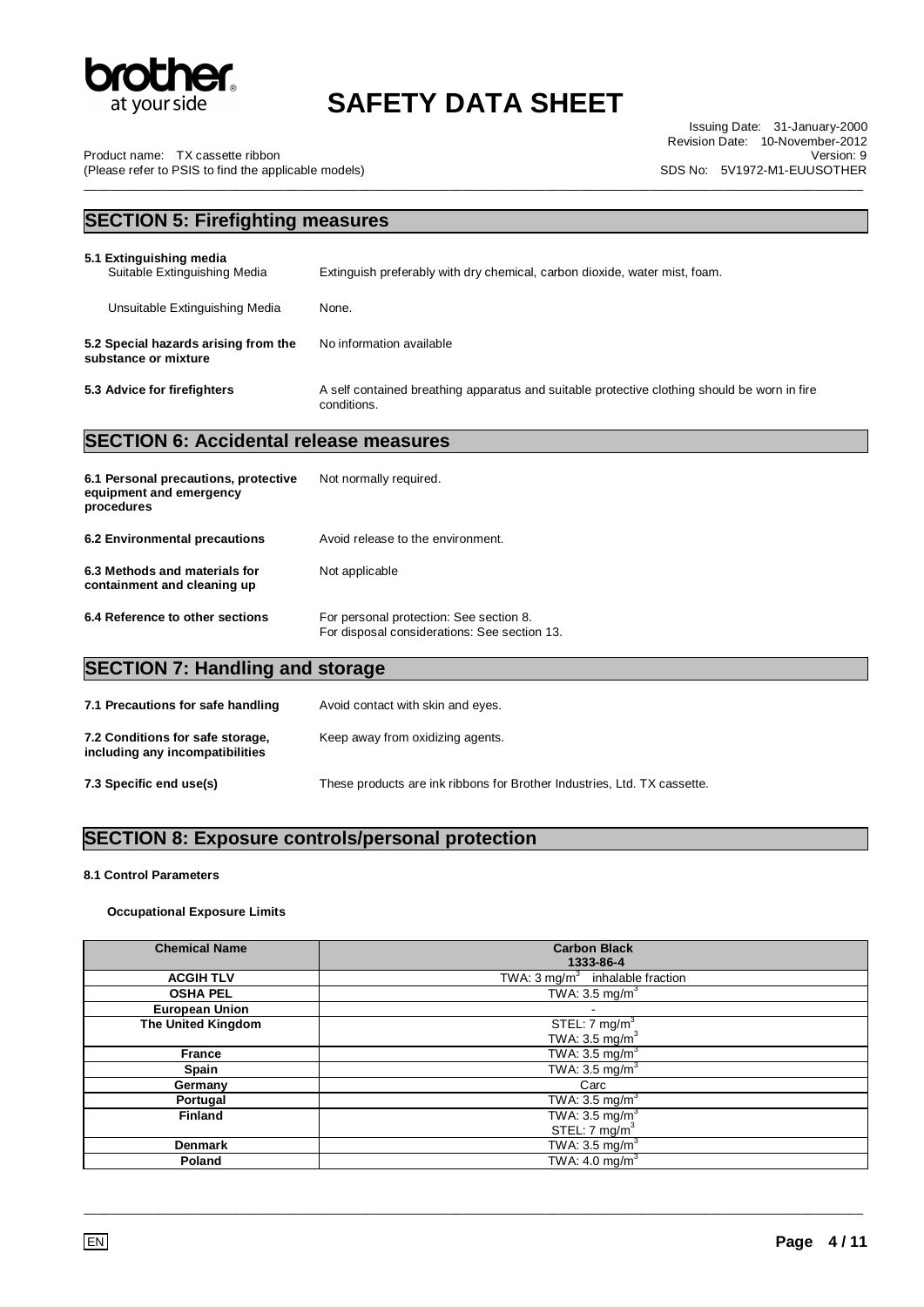## SECTION 5: Firefighting measures

**5.1 Extinguishing media**

Suitable Extinguishing Media — Extinguish preferably with dry chemical, carbon dioxide, water mist, foam.

Unsuitable Extinguishing Media — None.

**5.2 Special hazards arising from the substance or mixture** — No information available

**5.3 Advice for firefighters** — A self contained breathing apparatus and suitable protective clothing should be worn in fire conditions.

## SECTION 6: Accidental release measures

**6.1 Personal precautions, protective equipment and emergency procedures** — Not normally required.

**6.2 Environmental precautions** — Avoid release to the environment.

**6.3 Methods and materials for containment and cleaning up** — Not applicable

**6.4 Reference to other sections** — For personal protection: See section 8.
For disposal considerations: See section 13.

## SECTION 7: Handling and storage

**7.1 Precautions for safe handling** — Avoid contact with skin and eyes.

**7.2 Conditions for safe storage, including any incompatibilities** — Keep away from oxidizing agents.

**7.3 Specific end use(s)** — These products are ink ribbons for Brother Industries, Ltd. TX cassette.

## SECTION 8: Exposure controls/personal protection

**8.1 Control Parameters**

**Occupational Exposure Limits**

| Chemical Name | Carbon Black<br>1333-86-4 |
|---|---|
| **ACGIH TLV** | TWA: 3 mg/m$^3$ inhalable fraction |
| **OSHA PEL** | TWA: 3.5 mg/m$^3$ |
| **European Union** | - |
| **The United Kingdom** | STEL: 7 mg/m$^3$<br>TWA: 3.5 mg/m$^3$ |
| **France** | TWA: 3.5 mg/m$^3$ |
| **Spain** | TWA: 3.5 mg/m$^3$ |
| **Germany** | Carc |
| **Portugal** | TWA: 3.5 mg/m$^3$ |
| **Finland** | TWA: 3.5 mg/m$^3$<br>STEL: 7 mg/m$^3$ |
| **Denmark** | TWA: 3.5 mg/m$^3$ |
| **Poland** | TWA: 4.0 mg/m$^3$ |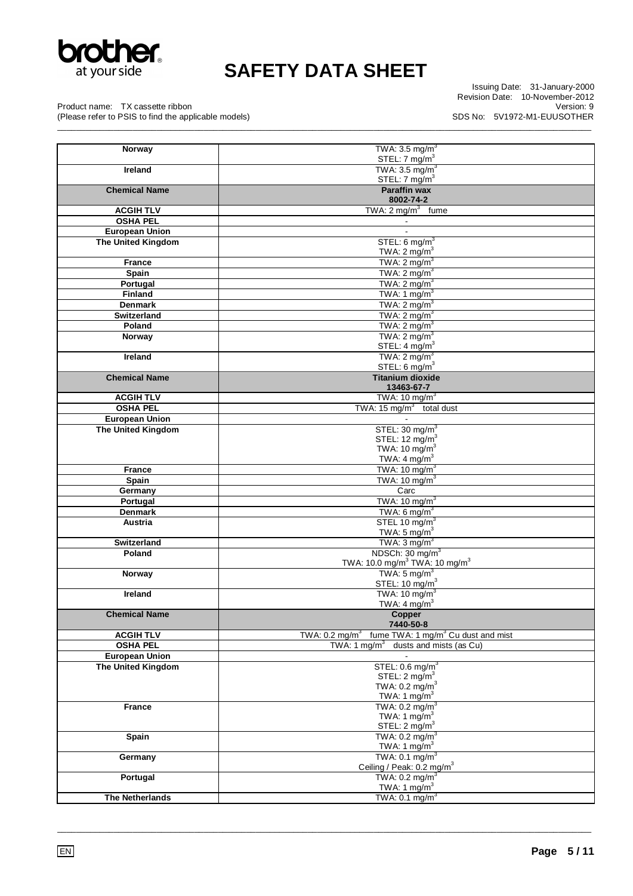| Norway | TWA: 3.5 mg/m$^3$<br>STEL: 7 mg/m$^3$ |
|---|---|
| **Ireland** | TWA: 3.5 mg/m$^3$<br>STEL: 7 mg/m$^3$ |
| **Chemical Name** | **Paraffin wax**<br>**8002-74-2** |
| **ACGIH TLV** | TWA: 2 mg/m$^3$ fume |
| **OSHA PEL** | - |
| **European Union** | - |
| **The United Kingdom** | STEL: 6 mg/m$^3$<br>TWA: 2 mg/m$^3$ |
| **France** | TWA: 2 mg/m$^3$ |
| **Spain** | TWA: 2 mg/m$^3$ |
| **Portugal** | TWA: 2 mg/m$^3$ |
| **Finland** | TWA: 1 mg/m$^3$ |
| **Denmark** | TWA: 2 mg/m$^3$ |
| **Switzerland** | TWA: 2 mg/m$^3$ |
| **Poland** | TWA: 2 mg/m$^3$ |
| **Norway** | TWA: 2 mg/m$^3$<br>STEL: 4 mg/m$^3$ |
| **Ireland** | TWA: 2 mg/m$^3$<br>STEL: 6 mg/m$^3$ |
| **Chemical Name** | **Titanium dioxide**<br>**13463-67-7** |
| **ACGIH TLV** | TWA: 10 mg/m$^3$ |
| **OSHA PEL** | TWA: 15 mg/m$^3$ total dust |
| **European Union** | - |
| **The United Kingdom** | STEL: 30 mg/m$^3$<br>STEL: 12 mg/m$^3$<br>TWA: 10 mg/m$^3$<br>TWA: 4 mg/m$^3$ |
| **France** | TWA: 10 mg/m$^3$ |
| **Spain** | TWA: 10 mg/m$^3$ |
| **Germany** | Carc |
| **Portugal** | TWA: 10 mg/m$^3$ |
| **Denmark** | TWA: 6 mg/m$^3$ |
| **Austria** | STEL 10 mg/m$^3$<br>TWA: 5 mg/m$^3$ |
| **Switzerland** | TWA: 3 mg/m$^3$ |
| **Poland** | NDSCh: 30 mg/m$^3$<br>TWA: 10.0 mg/m$^3$ TWA: 10 mg/m$^3$ |
| **Norway** | TWA: 5 mg/m$^3$<br>STEL: 10 mg/m$^3$ |
| **Ireland** | TWA: 10 mg/m$^3$<br>TWA: 4 mg/m$^3$ |
| **Chemical Name** | **Copper**<br>**7440-50-8** |
| **ACGIH TLV** | TWA: 0.2 mg/m$^3$ fume TWA: 1 mg/m$^3$ Cu dust and mist |
| **OSHA PEL** | TWA: 1 mg/m$^3$ dusts and mists (as Cu) |
| **European Union** | - |
| **The United Kingdom** | STEL: 0.6 mg/m$^3$<br>STEL: 2 mg/m$^3$<br>TWA: 0.2 mg/m$^3$<br>TWA: 1 mg/m$^3$ |
| **France** | TWA: 0.2 mg/m$^3$<br>TWA: 1 mg/m$^3$<br>STEL: 2 mg/m$^3$ |
| **Spain** | TWA: 0.2 mg/m$^3$<br>TWA: 1 mg/m$^3$ |
| **Germany** | TWA: 0.1 mg/m$^3$<br>Ceiling / Peak: 0.2 mg/m$^3$ |
| **Portugal** | TWA: 0.2 mg/m$^3$<br>TWA: 1 mg/m$^3$ |
| **The Netherlands** | TWA: 0.1 mg/m$^3$ |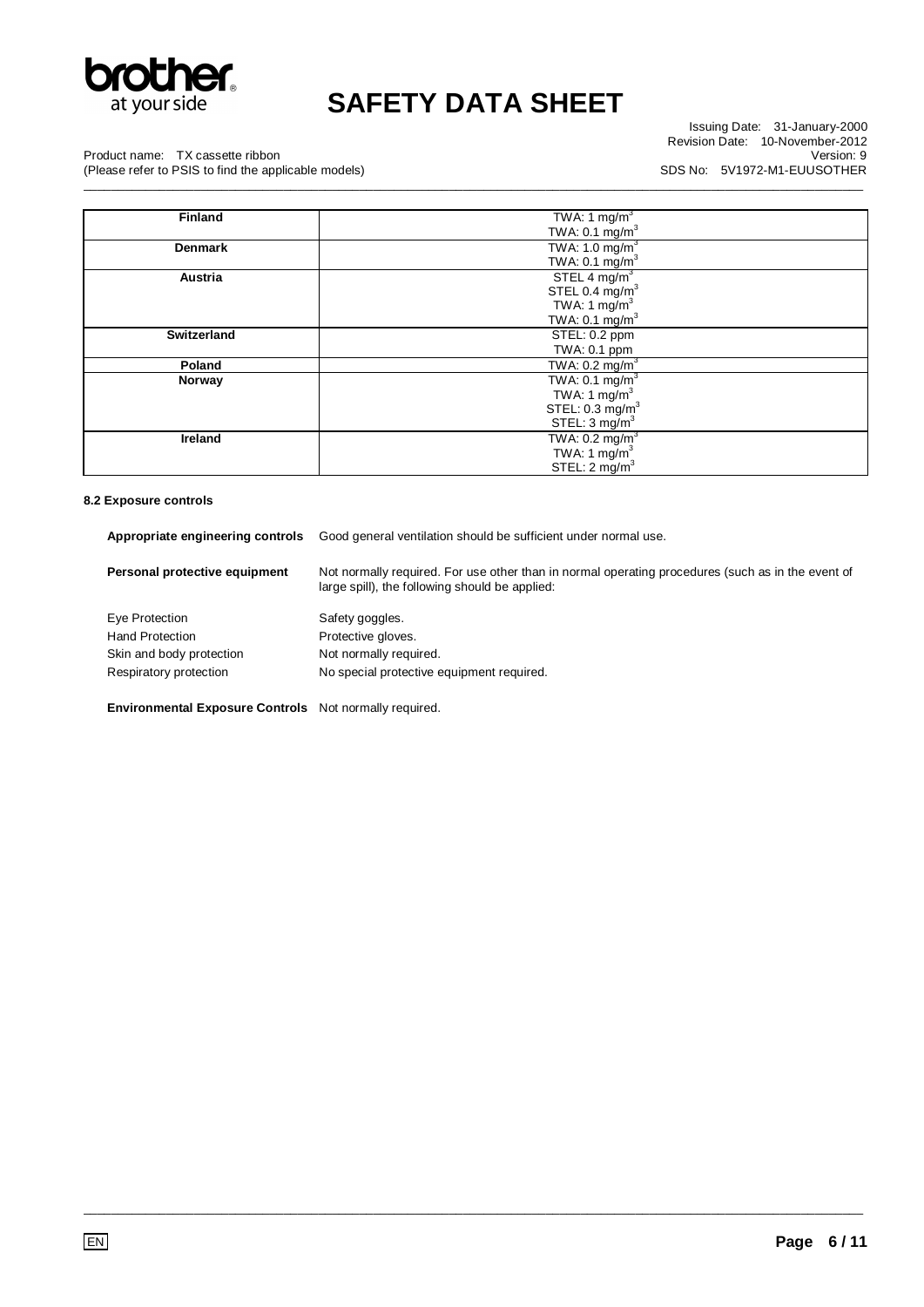| Finland | TWA: 1 mg/m$^3$<br>TWA: 0.1 mg/m$^3$ |
|---|---|
| Denmark | TWA: 1.0 mg/m$^3$<br>TWA: 0.1 mg/m$^3$ |
| Austria | STEL 4 mg/m$^3$<br>STEL 0.4 mg/m$^3$<br>TWA: 1 mg/m$^3$<br>TWA: 0.1 mg/m$^3$ |
| Switzerland | STEL: 0.2 ppm<br>TWA: 0.1 ppm |
| Poland | TWA: 0.2 mg/m$^3$ |
| Norway | TWA: 0.1 mg/m$^3$<br>TWA: 1 mg/m$^3$<br>STEL: 0.3 mg/m$^3$<br>STEL: 3 mg/m$^3$ |
| Ireland | TWA: 0.2 mg/m$^3$<br>TWA: 1 mg/m$^3$<br>STEL: 2 mg/m$^3$ |

#### 8.2 Exposure controls

**Appropriate engineering controls** Good general ventilation should be sufficient under normal use.

**Personal protective equipment** Not normally required. For use other than in normal operating procedures (such as in the event of large spill), the following should be applied:

Eye Protection Safety goggles.

Hand Protection Protective gloves.

Skin and body protection Not normally required.

Respiratory protection No special protective equipment required.

**Environmental Exposure Controls** Not normally required.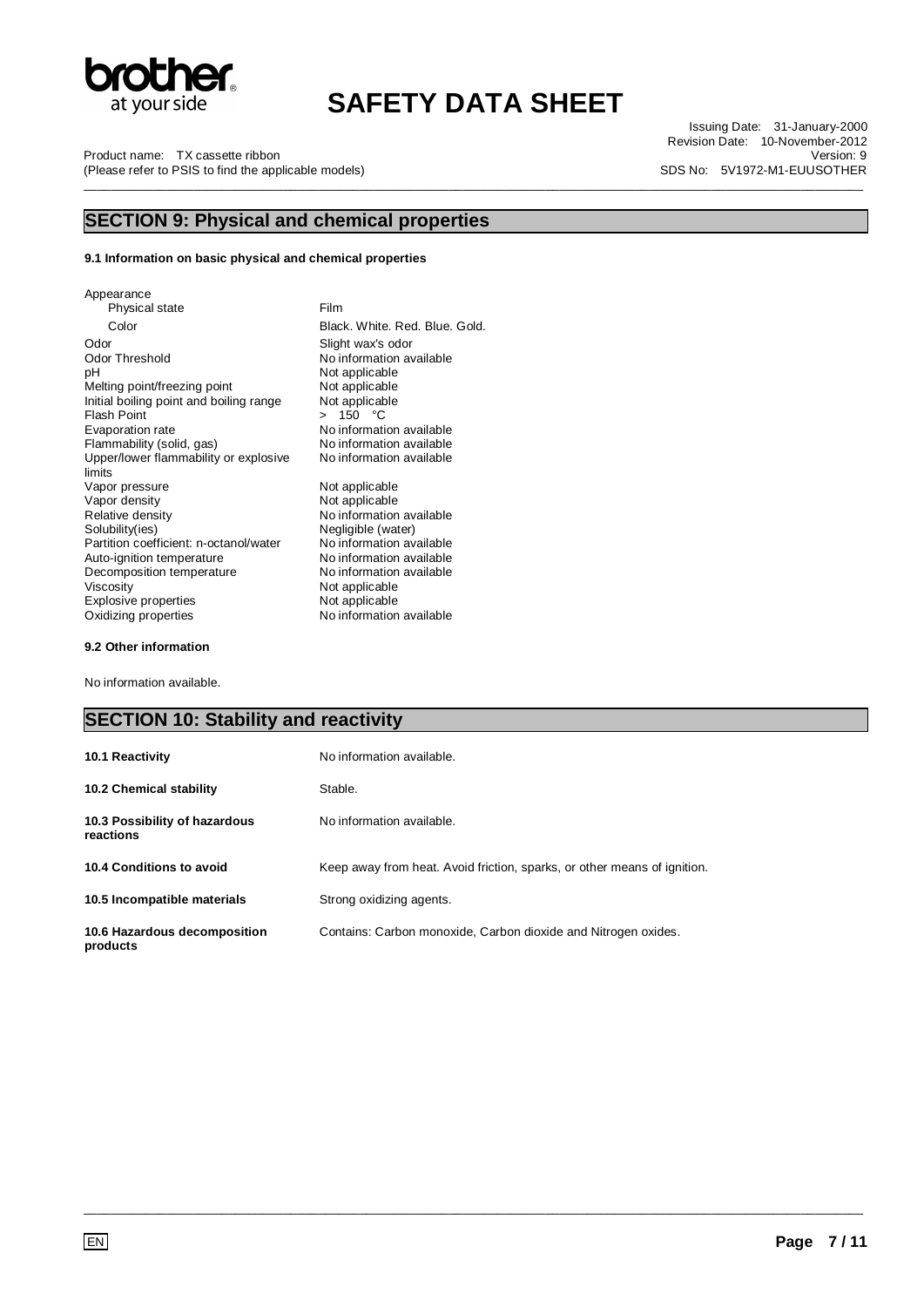## SECTION 9: Physical and chemical properties

### 9.1 Information on basic physical and chemical properties

| Property | Value |
|---|---|
| Appearance | |
| Physical state | Film |
| Color | Black. White. Red. Blue. Gold. |
| Odor | Slight wax's odor |
| Odor Threshold | No information available |
| pH | Not applicable |
| Melting point/freezing point | Not applicable |
| Initial boiling point and boiling range | Not applicable |
| Flash Point | > 150 °C |
| Evaporation rate | No information available |
| Flammability (solid, gas) | No information available |
| Upper/lower flammability or explosive limits | No information available |
| Vapor pressure | Not applicable |
| Vapor density | Not applicable |
| Relative density | No information available |
| Solubility(ies) | Negligible (water) |
| Partition coefficient: n-octanol/water | No information available |
| Auto-ignition temperature | No information available |
| Decomposition temperature | No information available |
| Viscosity | Not applicable |
| Explosive properties | Not applicable |
| Oxidizing properties | No information available |

### 9.2 Other information

No information available.

## SECTION 10: Stability and reactivity

| | |
|---|---|
| **10.1 Reactivity** | No information available. |
| **10.2 Chemical stability** | Stable. |
| **10.3 Possibility of hazardous reactions** | No information available. |
| **10.4 Conditions to avoid** | Keep away from heat. Avoid friction, sparks, or other means of ignition. |
| **10.5 Incompatible materials** | Strong oxidizing agents. |
| **10.6 Hazardous decomposition products** | Contains: Carbon monoxide, Carbon dioxide and Nitrogen oxides. |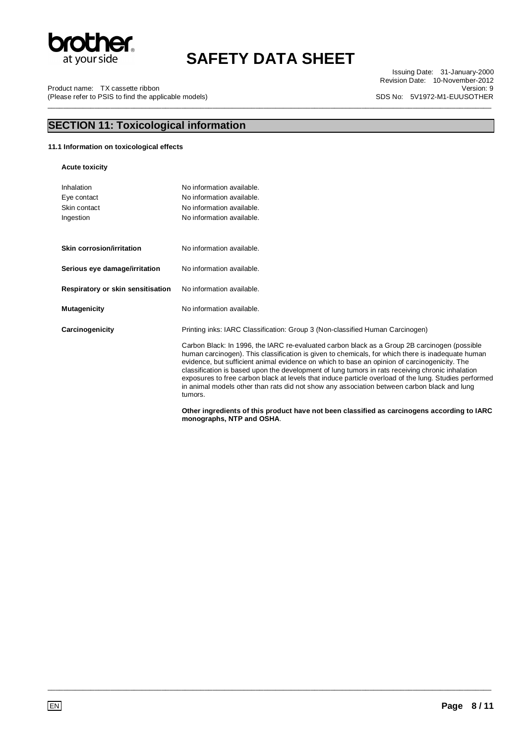## SECTION 11: Toxicological information

### 11.1 Information on toxicological effects

**Acute toxicity**

| | |
|---|---|
| Inhalation | No information available. |
| Eye contact | No information available. |
| Skin contact | No information available. |
| Ingestion | No information available. |

| | |
|---|---|
| **Skin corrosion/irritation** | No information available. |
| **Serious eye damage/irritation** | No information available. |
| **Respiratory or skin sensitisation** | No information available. |
| **Mutagenicity** | No information available. |

**Carcinogenicity**

Printing inks: IARC Classification: Group 3 (Non-classified Human Carcinogen)

Carbon Black: In 1996, the IARC re-evaluated carbon black as a Group 2B carcinogen (possible human carcinogen). This classification is given to chemicals, for which there is inadequate human evidence, but sufficient animal evidence on which to base an opinion of carcinogenicity. The classification is based upon the development of lung tumors in rats receiving chronic inhalation exposures to free carbon black at levels that induce particle overload of the lung. Studies performed in animal models other than rats did not show any association between carbon black and lung tumors.

**Other ingredients of this product have not been classified as carcinogens according to IARC monographs, NTP and OSHA**.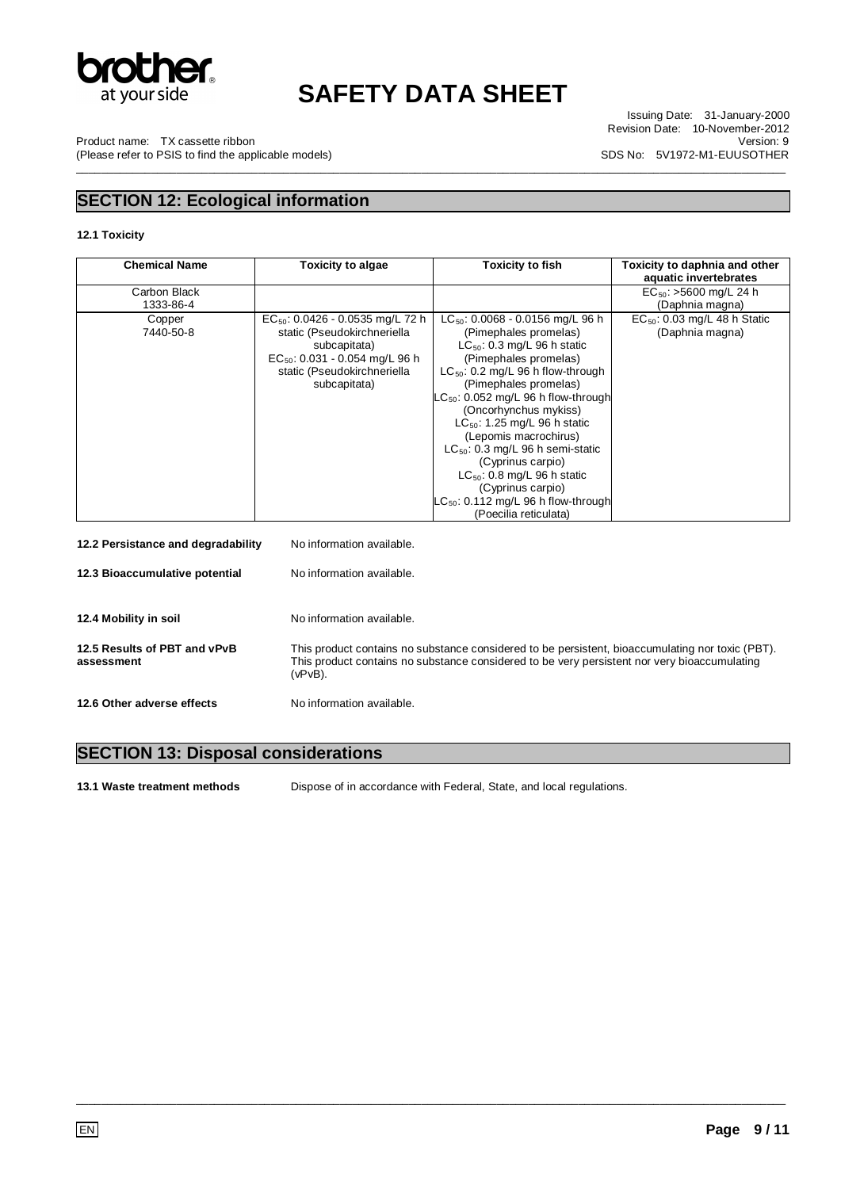## SECTION 12: Ecological information

**12.1 Toxicity**

| Chemical Name | Toxicity to algae | Toxicity to fish | Toxicity to daphnia and other aquatic invertebrates |
|---|---|---|---|
| Carbon Black 1333-86-4 | | | $EC_{50}$: >5600 mg/L 24 h (Daphnia magna) |
| Copper 7440-50-8 | $EC_{50}$: 0.0426 - 0.0535 mg/L 72 h static (Pseudokirchneriella subcapitata) $EC_{50}$: 0.031 - 0.054 mg/L 96 h static (Pseudokirchneriella subcapitata) | $LC_{50}$: 0.0068 - 0.0156 mg/L 96 h (Pimephales promelas) $LC_{50}$: 0.3 mg/L 96 h static (Pimephales promelas) $LC_{50}$: 0.2 mg/L 96 h flow-through (Pimephales promelas) $LC_{50}$: 0.052 mg/L 96 h flow-through (Oncorhynchus mykiss) $LC_{50}$: 1.25 mg/L 96 h static (Lepomis macrochirus) $LC_{50}$: 0.3 mg/L 96 h semi-static (Cyprinus carpio) $LC_{50}$: 0.8 mg/L 96 h static (Cyprinus carpio) $LC_{50}$: 0.112 mg/L 96 h flow-through (Poecilia reticulata) | $EC_{50}$: 0.03 mg/L 48 h Static (Daphnia magna) |

**12.2 Persistance and degradability** No information available.

**12.3 Bioaccumulative potential** No information available.

**12.4 Mobility in soil** No information available.

**12.5 Results of PBT and vPvB assessment** This product contains no substance considered to be persistent, bioaccumulating nor toxic (PBT). This product contains no substance considered to be very persistent nor very bioaccumulating (vPvB).

**12.6 Other adverse effects** No information available.

## SECTION 13: Disposal considerations

**13.1 Waste treatment methods** Dispose of in accordance with Federal, State, and local regulations.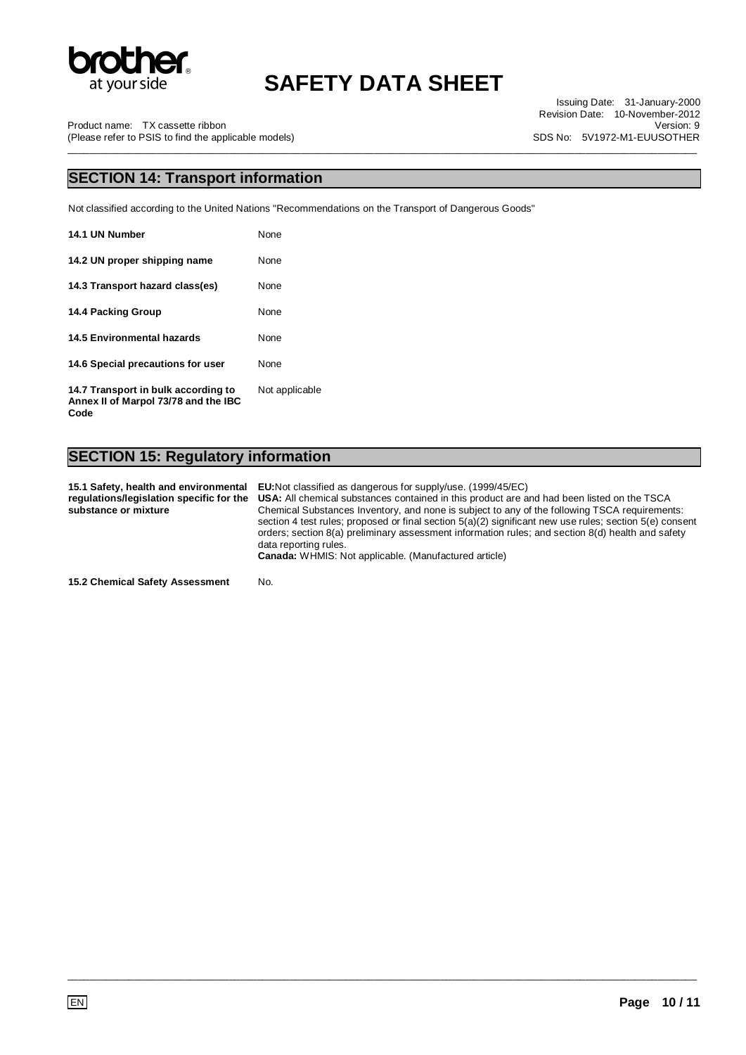## SECTION 14: Transport information

Not classified according to the United Nations "Recommendations on the Transport of Dangerous Goods"

| | |
|---|---|
| **14.1 UN Number** | None |
| **14.2 UN proper shipping name** | None |
| **14.3 Transport hazard class(es)** | None |
| **14.4 Packing Group** | None |
| **14.5 Environmental hazards** | None |
| **14.6 Special precautions for user** | None |
| **14.7 Transport in bulk according to Annex II of Marpol 73/78 and the IBC Code** | Not applicable |

## SECTION 15: Regulatory information

| | |
|---|---|
| **15.1 Safety, health and environmental regulations/legislation specific for the substance or mixture** | **EU:**Not classified as dangerous for supply/use. (1999/45/EC)<br>**USA:** All chemical substances contained in this product are and had been listed on the TSCA Chemical Substances Inventory, and none is subject to any of the following TSCA requirements: section 4 test rules; proposed or final section 5(a)(2) significant new use rules; section 5(e) consent orders; section 8(a) preliminary assessment information rules; and section 8(d) health and safety data reporting rules.<br>**Canada:** WHMIS: Not applicable. (Manufactured article) |
| **15.2 Chemical Safety Assessment** | No. |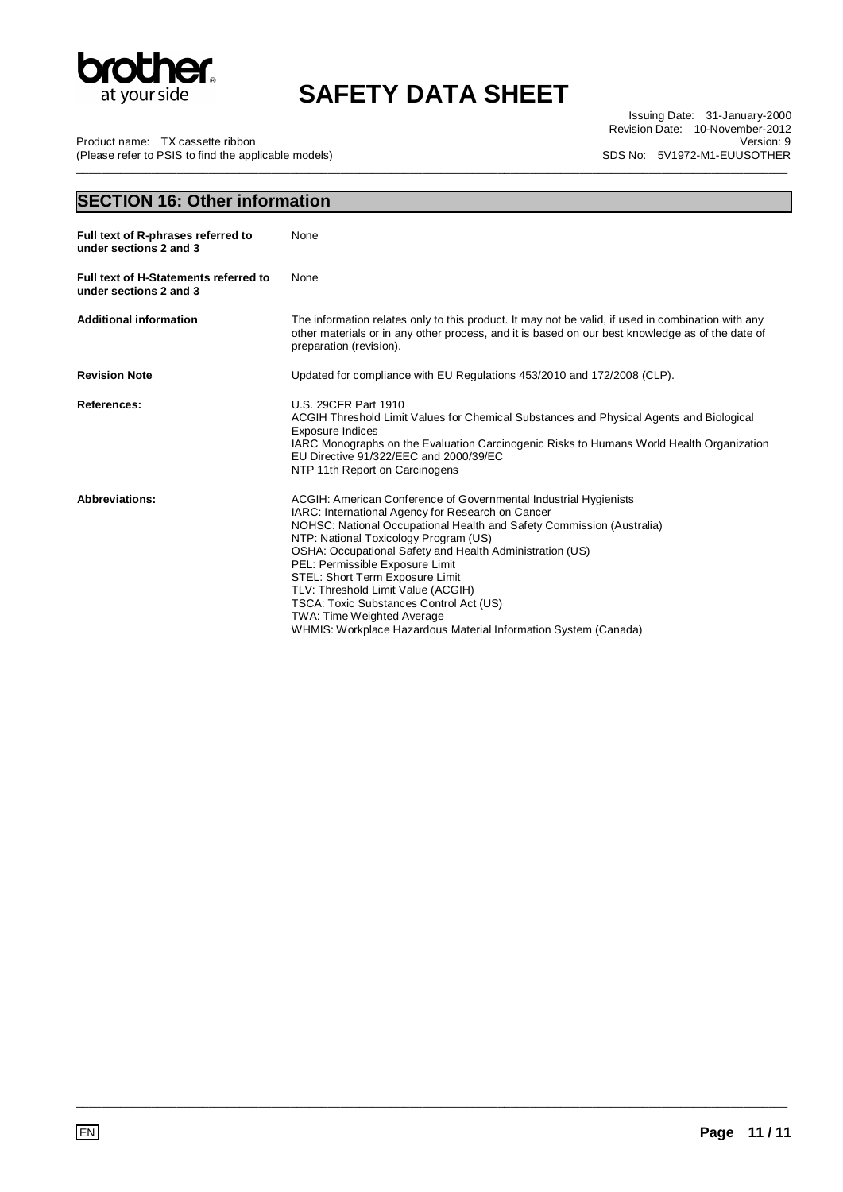## SECTION 16: Other information

**Full text of R-phrases referred to under sections 2 and 3**
None

**Full text of H-Statements referred to under sections 2 and 3**
None

**Additional information**
The information relates only to this product. It may not be valid, if used in combination with any other materials or in any other process, and it is based on our best knowledge as of the date of preparation (revision).

**Revision Note**
Updated for compliance with EU Regulations 453/2010 and 172/2008 (CLP).

**References:**
U.S. 29CFR Part 1910
ACGIH Threshold Limit Values for Chemical Substances and Physical Agents and Biological Exposure Indices
IARC Monographs on the Evaluation Carcinogenic Risks to Humans World Health Organization
EU Directive 91/322/EEC and 2000/39/EC
NTP 11th Report on Carcinogens

**Abbreviations:**
ACGIH: American Conference of Governmental Industrial Hygienists
IARC: International Agency for Research on Cancer
NOHSC: National Occupational Health and Safety Commission (Australia)
NTP: National Toxicology Program (US)
OSHA: Occupational Safety and Health Administration (US)
PEL: Permissible Exposure Limit
STEL: Short Term Exposure Limit
TLV: Threshold Limit Value (ACGIH)
TSCA: Toxic Substances Control Act (US)
TWA: Time Weighted Average
WHMIS: Workplace Hazardous Material Information System (Canada)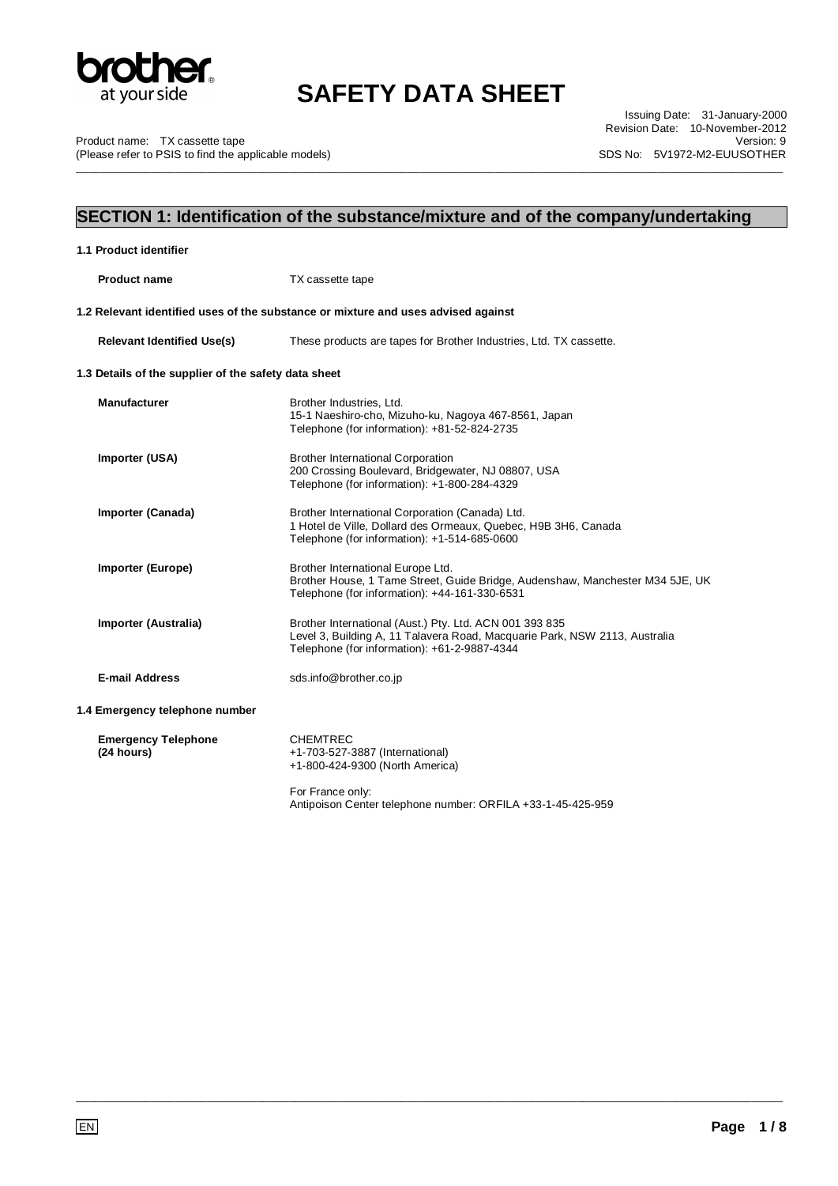# SAFETY DATA SHEET

Product name: TX cassette tape
(Please refer to PSIS to find the applicable models)

Issuing Date: 31-January-2000
Revision Date: 10-November-2012
Version: 9
SDS No: 5V1972-M2-EUUSOTHER

## SECTION 1: Identification of the substance/mixture and of the company/undertaking

### 1.1 Product identifier

**Product name** TX cassette tape

### 1.2 Relevant identified uses of the substance or mixture and uses advised against

**Relevant Identified Use(s)** These products are tapes for Brother Industries, Ltd. TX cassette.

### 1.3 Details of the supplier of the safety data sheet

**Manufacturer**
Brother Industries, Ltd.
15-1 Naeshiro-cho, Mizuho-ku, Nagoya 467-8561, Japan
Telephone (for information): +81-52-824-2735

**Importer (USA)**
Brother International Corporation
200 Crossing Boulevard, Bridgewater, NJ 08807, USA
Telephone (for information): +1-800-284-4329

**Importer (Canada)**
Brother International Corporation (Canada) Ltd.
1 Hotel de Ville, Dollard des Ormeaux, Quebec, H9B 3H6, Canada
Telephone (for information): +1-514-685-0600

**Importer (Europe)**
Brother International Europe Ltd.
Brother House, 1 Tame Street, Guide Bridge, Audenshaw, Manchester M34 5JE, UK
Telephone (for information): +44-161-330-6531

**Importer (Australia)**
Brother International (Aust.) Pty. Ltd. ACN 001 393 835
Level 3, Building A, 11 Talavera Road, Macquarie Park, NSW 2113, Australia
Telephone (for information): +61-2-9887-4344

**E-mail Address** sds.info@brother.co.jp

### 1.4 Emergency telephone number

**Emergency Telephone (24 hours)**
CHEMTREC
+1-703-527-3887 (International)
+1-800-424-9300 (North America)

For France only:
Antipoison Center telephone number: ORFILA +33-1-45-425-959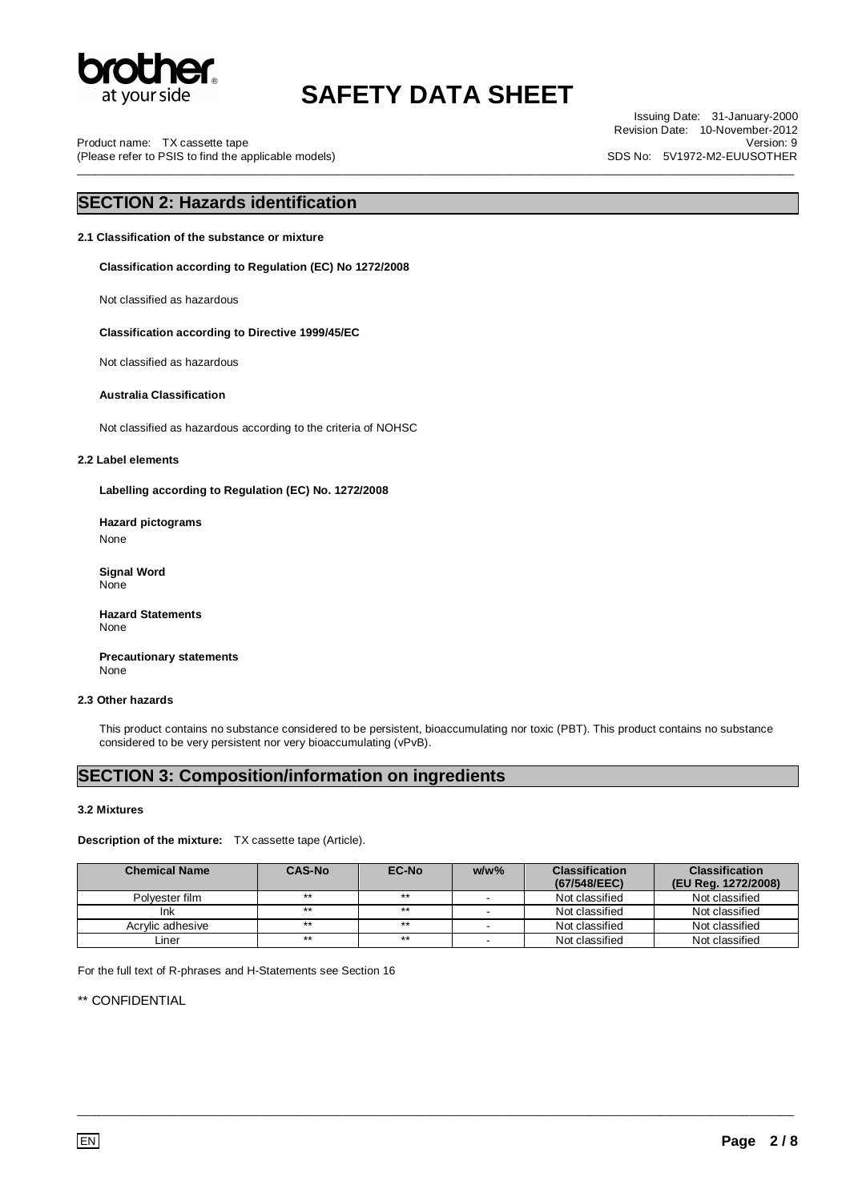## SECTION 2: Hazards identification

### 2.1 Classification of the substance or mixture

**Classification according to Regulation (EC) No 1272/2008**

Not classified as hazardous

**Classification according to Directive 1999/45/EC**

Not classified as hazardous

**Australia Classification**

Not classified as hazardous according to the criteria of NOHSC

### 2.2 Label elements

**Labelling according to Regulation (EC) No. 1272/2008**

**Hazard pictograms**
None

**Signal Word**
None

**Hazard Statements**
None

**Precautionary statements**
None

### 2.3 Other hazards

This product contains no substance considered to be persistent, bioaccumulating nor toxic (PBT). This product contains no substance considered to be very persistent nor very bioaccumulating (vPvB).

## SECTION 3: Composition/information on ingredients

### 3.2 Mixtures

**Description of the mixture:** TX cassette tape (Article).

| Chemical Name | CAS-No | EC-No | w/w% | Classification (67/548/EEC) | Classification (EU Reg. 1272/2008) |
|---|---|---|---|---|---|
| Polyester film | ** | ** | - | Not classified | Not classified |
| Ink | ** | ** | - | Not classified | Not classified |
| Acrylic adhesive | ** | ** | - | Not classified | Not classified |
| Liner | ** | ** | - | Not classified | Not classified |

For the full text of R-phrases and H-Statements see Section 16

** CONFIDENTIAL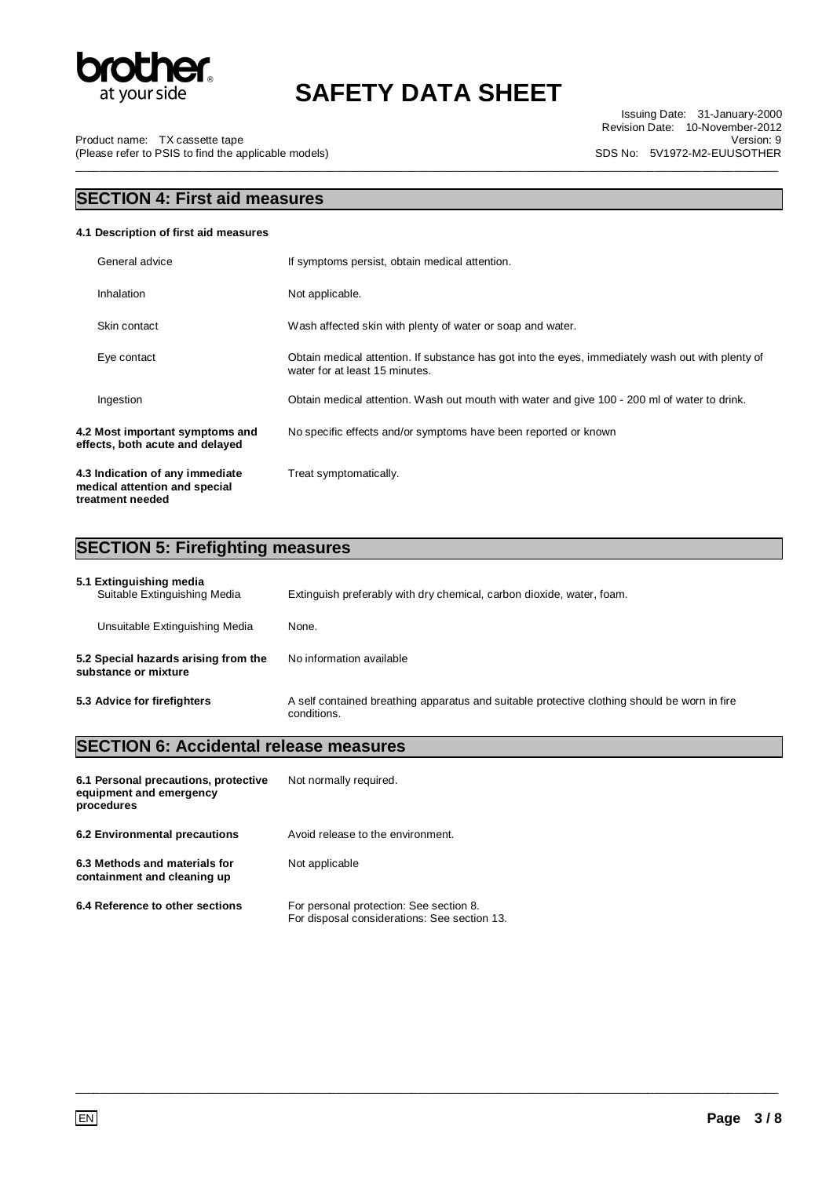## SECTION 4: First aid measures

**4.1 Description of first aid measures**

| | |
|---|---|
| General advice | If symptoms persist, obtain medical attention. |
| Inhalation | Not applicable. |
| Skin contact | Wash affected skin with plenty of water or soap and water. |
| Eye contact | Obtain medical attention. If substance has got into the eyes, immediately wash out with plenty of water for at least 15 minutes. |
| Ingestion | Obtain medical attention. Wash out mouth with water and give 100 - 200 ml of water to drink. |

| | |
|---|---|
| **4.2 Most important symptoms and effects, both acute and delayed** | No specific effects and/or symptoms have been reported or known |
| **4.3 Indication of any immediate medical attention and special treatment needed** | Treat symptomatically. |

## SECTION 5: Firefighting measures

**5.1 Extinguishing media**

| | |
|---|---|
| Suitable Extinguishing Media | Extinguish preferably with dry chemical, carbon dioxide, water, foam. |
| Unsuitable Extinguishing Media | None. |
| **5.2 Special hazards arising from the substance or mixture** | No information available |
| **5.3 Advice for firefighters** | A self contained breathing apparatus and suitable protective clothing should be worn in fire conditions. |

## SECTION 6: Accidental release measures

| | |
|---|---|
| **6.1 Personal precautions, protective equipment and emergency procedures** | Not normally required. |
| **6.2 Environmental precautions** | Avoid release to the environment. |
| **6.3 Methods and materials for containment and cleaning up** | Not applicable |
| **6.4 Reference to other sections** | For personal protection: See section 8.<br>For disposal considerations: See section 13. |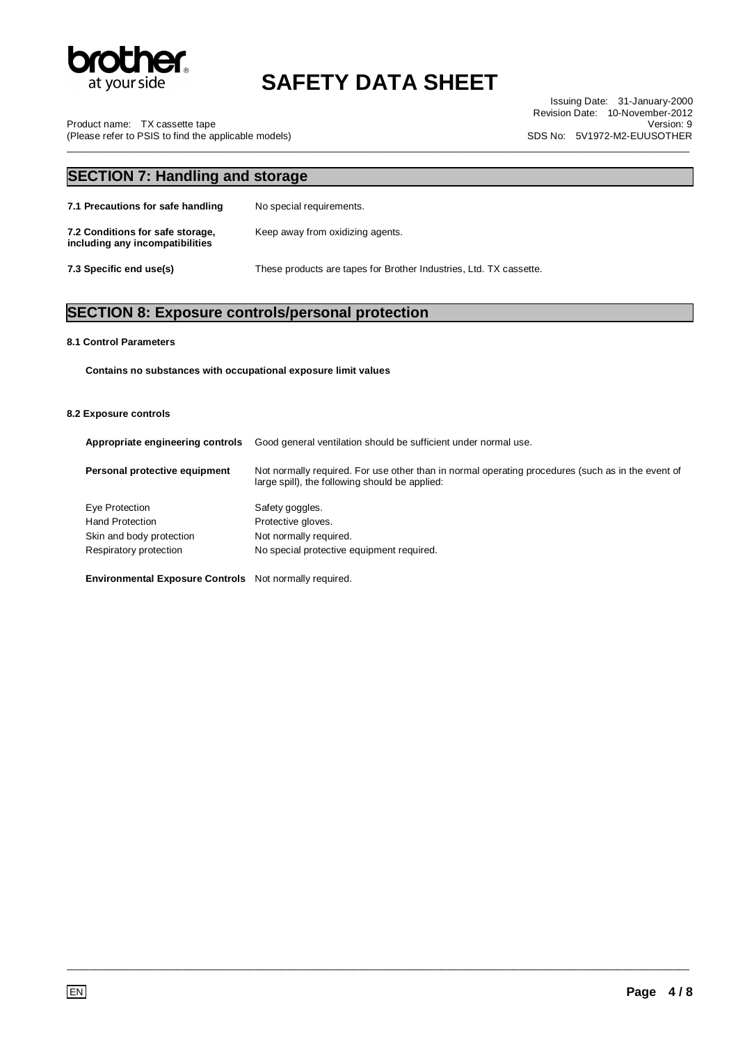## SECTION 7: Handling and storage

| | |
|---|---|
| **7.1 Precautions for safe handling** | No special requirements. |
| **7.2 Conditions for safe storage, including any incompatibilities** | Keep away from oxidizing agents. |
| **7.3 Specific end use(s)** | These products are tapes for Brother Industries, Ltd. TX cassette. |

## SECTION 8: Exposure controls/personal protection

**8.1 Control Parameters**

**Contains no substances with occupational exposure limit values**

**8.2 Exposure controls**

| | |
|---|---|
| **Appropriate engineering controls** | Good general ventilation should be sufficient under normal use. |
| **Personal protective equipment** | Not normally required. For use other than in normal operating procedures (such as in the event of large spill), the following should be applied: |
| Eye Protection | Safety goggles. |
| Hand Protection | Protective gloves. |
| Skin and body protection | Not normally required. |
| Respiratory protection | No special protective equipment required. |

**Environmental Exposure Controls** Not normally required.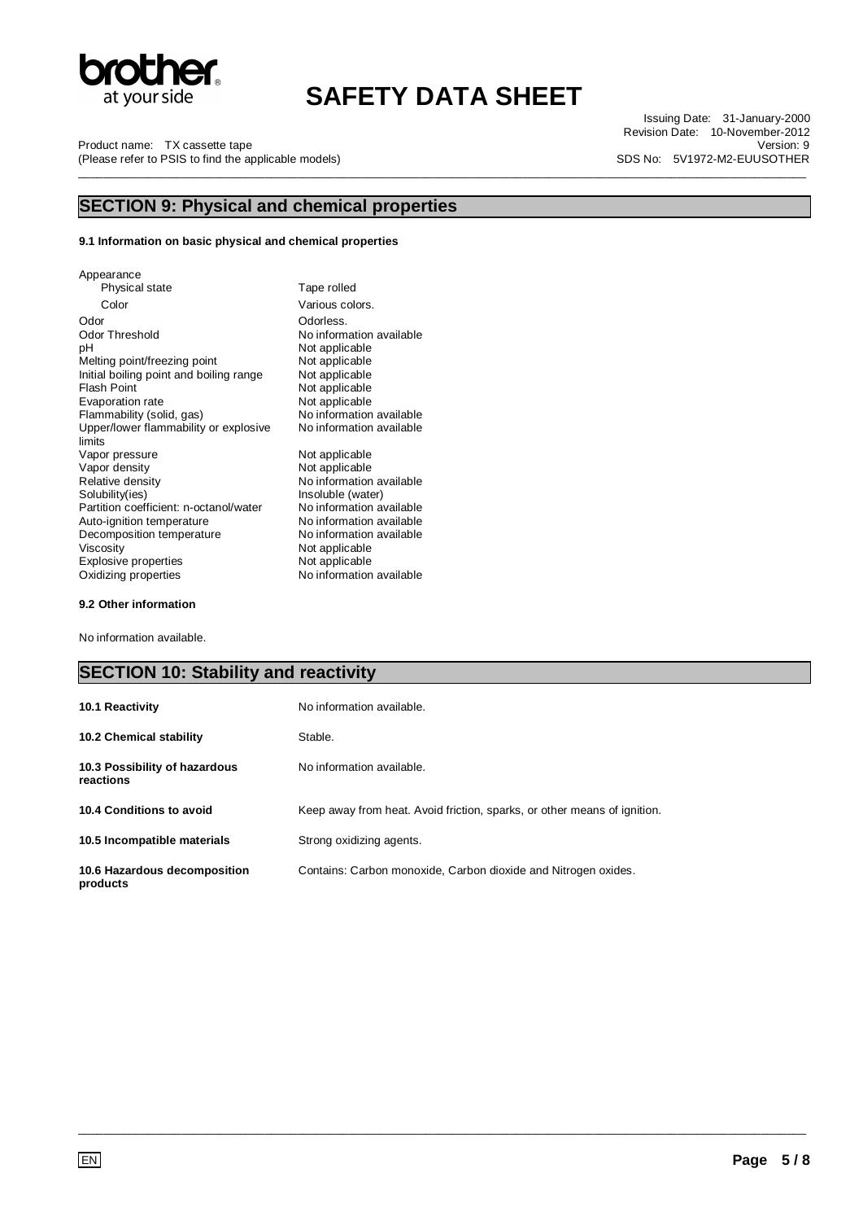## SECTION 9: Physical and chemical properties

**9.1 Information on basic physical and chemical properties**

| Property | Value |
|---|---|
| Appearance | |
| Physical state | Tape rolled |
| Color | Various colors. |
| Odor | Odorless. |
| Odor Threshold | No information available |
| pH | Not applicable |
| Melting point/freezing point | Not applicable |
| Initial boiling point and boiling range | Not applicable |
| Flash Point | Not applicable |
| Evaporation rate | Not applicable |
| Flammability (solid, gas) | No information available |
| Upper/lower flammability or explosive limits | No information available |
| Vapor pressure | Not applicable |
| Vapor density | Not applicable |
| Relative density | No information available |
| Solubility(ies) | Insoluble (water) |
| Partition coefficient: n-octanol/water | No information available |
| Auto-ignition temperature | No information available |
| Decomposition temperature | No information available |
| Viscosity | Not applicable |
| Explosive properties | Not applicable |
| Oxidizing properties | No information available |

**9.2 Other information**

No information available.

## SECTION 10: Stability and reactivity

| | |
|---|---|
| **10.1 Reactivity** | No information available. |
| **10.2 Chemical stability** | Stable. |
| **10.3 Possibility of hazardous reactions** | No information available. |
| **10.4 Conditions to avoid** | Keep away from heat. Avoid friction, sparks, or other means of ignition. |
| **10.5 Incompatible materials** | Strong oxidizing agents. |
| **10.6 Hazardous decomposition products** | Contains: Carbon monoxide, Carbon dioxide and Nitrogen oxides. |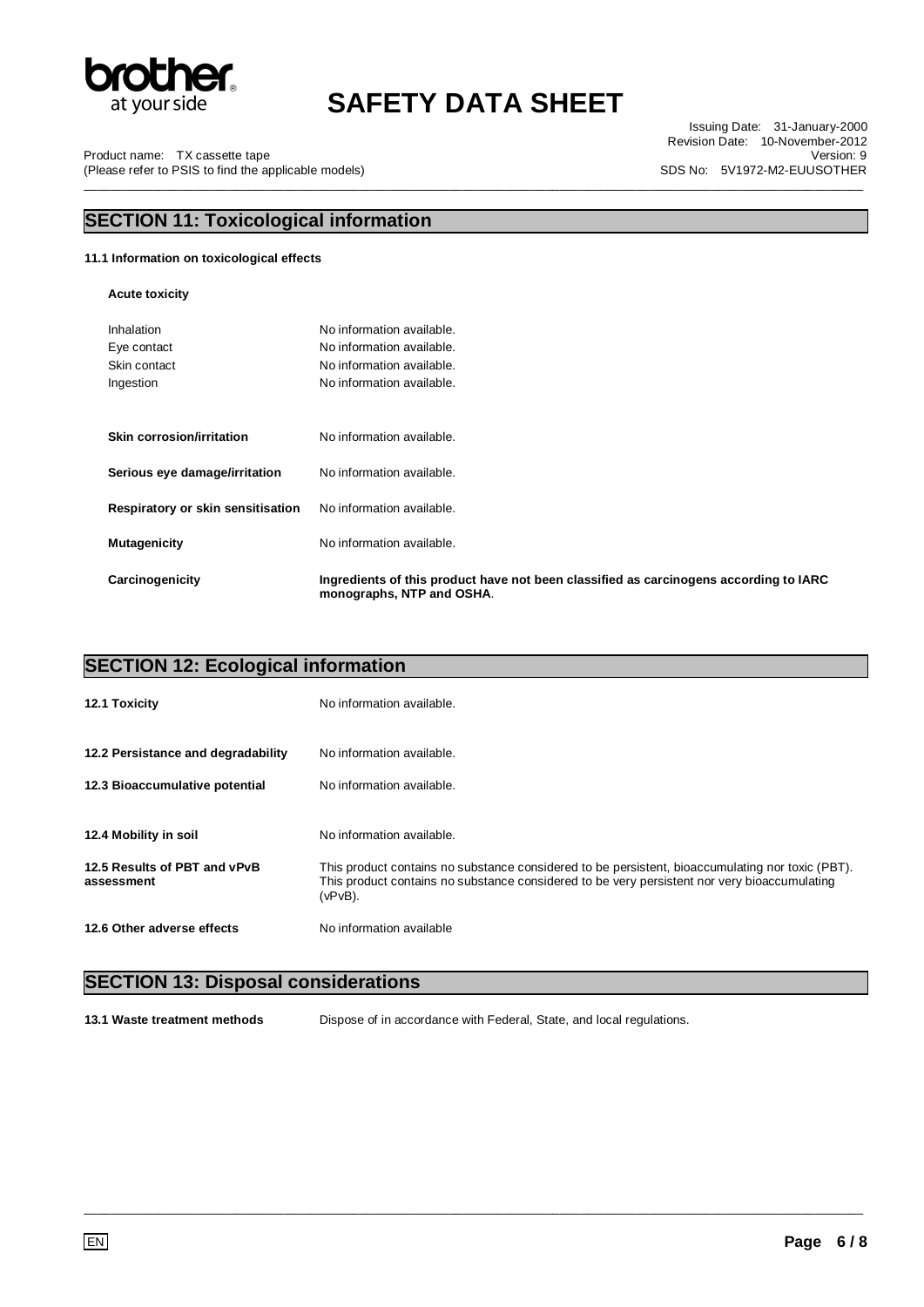## SECTION 11: Toxicological information

### 11.1 Information on toxicological effects

**Acute toxicity**

| | |
|---|---|
| Inhalation | No information available. |
| Eye contact | No information available. |
| Skin contact | No information available. |
| Ingestion | No information available. |

| | |
|---|---|
| **Skin corrosion/irritation** | No information available. |
| **Serious eye damage/irritation** | No information available. |
| **Respiratory or skin sensitisation** | No information available. |
| **Mutagenicity** | No information available. |
| **Carcinogenicity** | **Ingredients of this product have not been classified as carcinogens according to IARC monographs, NTP and OSHA**. |

## SECTION 12: Ecological information

| | |
|---|---|
| **12.1 Toxicity** | No information available. |
| **12.2 Persistance and degradability** | No information available. |
| **12.3 Bioaccumulative potential** | No information available. |
| **12.4 Mobility in soil** | No information available. |
| **12.5 Results of PBT and vPvB assessment** | This product contains no substance considered to be persistent, bioaccumulating nor toxic (PBT). This product contains no substance considered to be very persistent nor very bioaccumulating (vPvB). |
| **12.6 Other adverse effects** | No information available |

## SECTION 13: Disposal considerations

| | |
|---|---|
| **13.1 Waste treatment methods** | Dispose of in accordance with Federal, State, and local regulations. |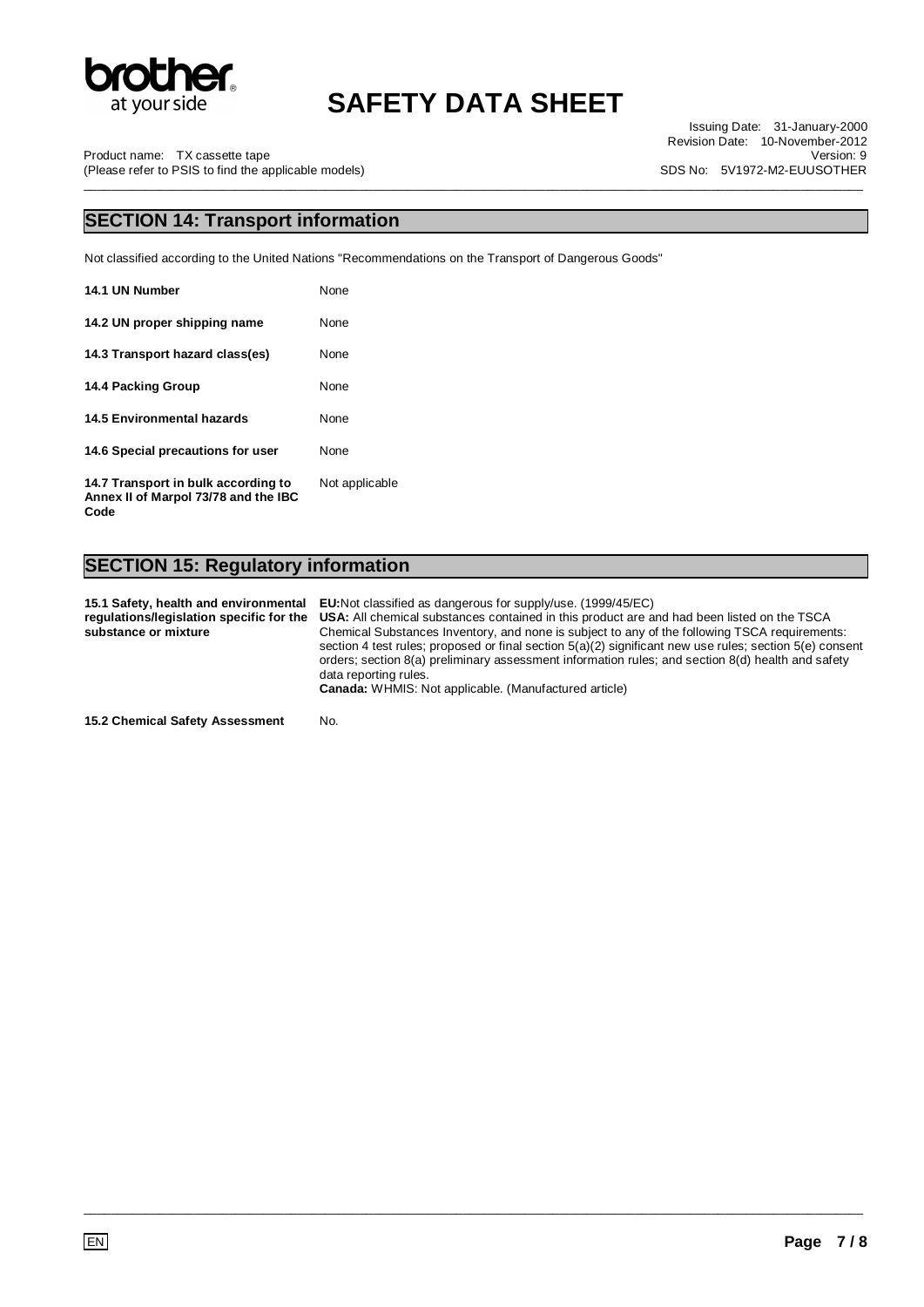## SECTION 14: Transport information

Not classified according to the United Nations "Recommendations on the Transport of Dangerous Goods"

| | |
|---|---|
| **14.1 UN Number** | None |
| **14.2 UN proper shipping name** | None |
| **14.3 Transport hazard class(es)** | None |
| **14.4 Packing Group** | None |
| **14.5 Environmental hazards** | None |
| **14.6 Special precautions for user** | None |
| **14.7 Transport in bulk according to Annex II of Marpol 73/78 and the IBC Code** | Not applicable |

## SECTION 15: Regulatory information

| | |
|---|---|
| **15.1 Safety, health and environmental regulations/legislation specific for the substance or mixture** | **EU:** Not classified as dangerous for supply/use. (1999/45/EC)<br>**USA:** All chemical substances contained in this product are and had been listed on the TSCA Chemical Substances Inventory, and none is subject to any of the following TSCA requirements: section 4 test rules; proposed or final section 5(a)(2) significant new use rules; section 5(e) consent orders; section 8(a) preliminary assessment information rules; and section 8(d) health and safety data reporting rules.<br>**Canada:** WHMIS: Not applicable. (Manufactured article) |
| **15.2 Chemical Safety Assessment** | No. |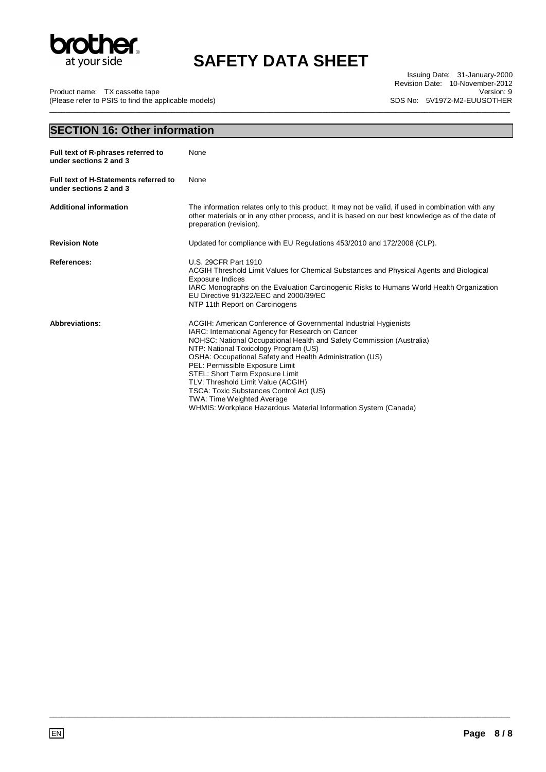## SECTION 16: Other information

| | |
|---|---|
| **Full text of R-phrases referred to under sections 2 and 3** | None |
| **Full text of H-Statements referred to under sections 2 and 3** | None |
| **Additional information** | The information relates only to this product. It may not be valid, if used in combination with any other materials or in any other process, and it is based on our best knowledge as of the date of preparation (revision). |
| **Revision Note** | Updated for compliance with EU Regulations 453/2010 and 172/2008 (CLP). |
| **References:** | U.S. 29CFR Part 1910<br>ACGIH Threshold Limit Values for Chemical Substances and Physical Agents and Biological Exposure Indices<br>IARC Monographs on the Evaluation Carcinogenic Risks to Humans World Health Organization<br>EU Directive 91/322/EEC and 2000/39/EC<br>NTP 11th Report on Carcinogens |
| **Abbreviations:** | ACGIH: American Conference of Governmental Industrial Hygienists<br>IARC: International Agency for Research on Cancer<br>NOHSC: National Occupational Health and Safety Commission (Australia)<br>NTP: National Toxicology Program (US)<br>OSHA: Occupational Safety and Health Administration (US)<br>PEL: Permissible Exposure Limit<br>STEL: Short Term Exposure Limit<br>TLV: Threshold Limit Value (ACGIH)<br>TSCA: Toxic Substances Control Act (US)<br>TWA: Time Weighted Average<br>WHMIS: Workplace Hazardous Material Information System (Canada) |